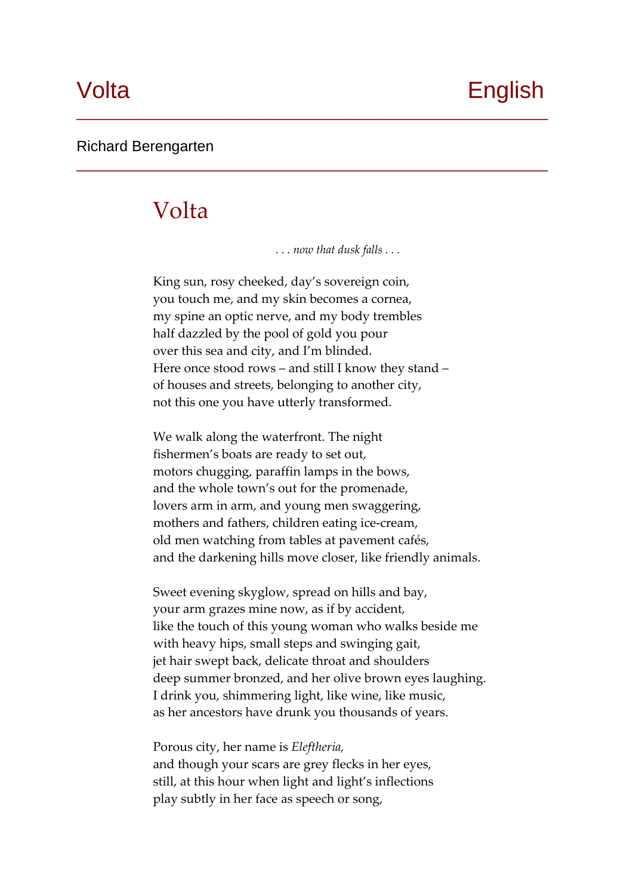Volta English

Richard Berengarten

# Volta

*. . . now that dusk falls . . .*

King sun, rosy cheeked, day's sovereign coin,
you touch me, and my skin becomes a cornea,
my spine an optic nerve, and my body trembles
half dazzled by the pool of gold you pour
over this sea and city, and I'm blinded.
Here once stood rows – and still I know they stand –
of houses and streets, belonging to another city,
not this one you have utterly transformed.

We walk along the waterfront. The night
fishermen's boats are ready to set out,
motors chugging, paraffin lamps in the bows,
and the whole town's out for the promenade,
lovers arm in arm, and young men swaggering,
mothers and fathers, children eating ice-cream,
old men watching from tables at pavement cafés,
and the darkening hills move closer, like friendly animals.

Sweet evening skyglow, spread on hills and bay,
your arm grazes mine now, as if by accident,
like the touch of this young woman who walks beside me
with heavy hips, small steps and swinging gait,
jet hair swept back, delicate throat and shoulders
deep summer bronzed, and her olive brown eyes laughing.
I drink you, shimmering light, like wine, like music,
as her ancestors have drunk you thousands of years.

Porous city, her name is *Eleftheria,*
and though your scars are grey flecks in her eyes,
still, at this hour when light and light's inflections
play subtly in her face as speech or song,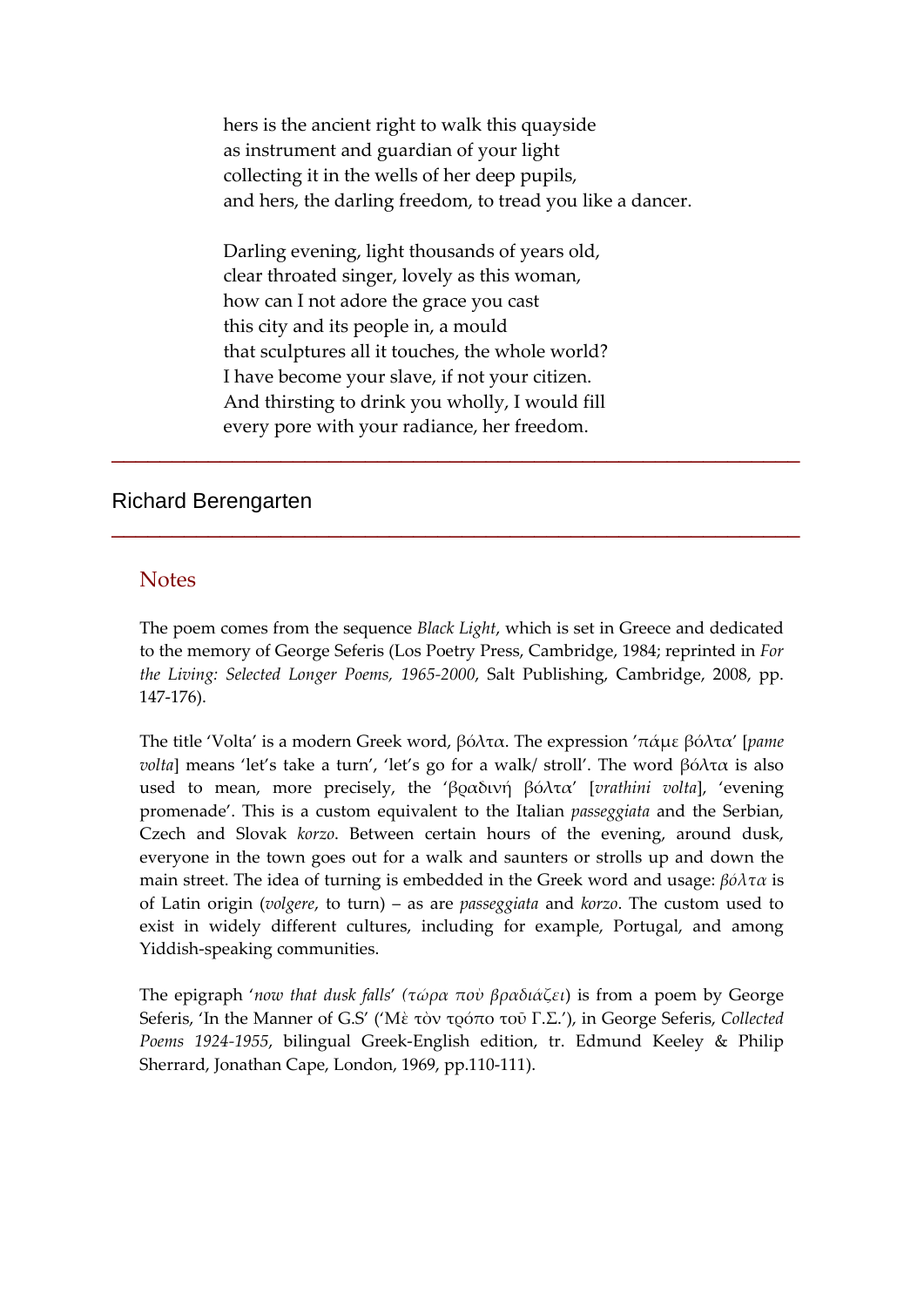hers is the ancient right to walk this quayside
as instrument and guardian of your light
collecting it in the wells of her deep pupils,
and hers, the darling freedom, to tread you like a dancer.

Darling evening, light thousands of years old,
clear throated singer, lovely as this woman,
how can I not adore the grace you cast
this city and its people in, a mould
that sculptures all it touches, the whole world?
I have become your slave, if not your citizen.
And thirsting to drink you wholly, I would fill
every pore with your radiance, her freedom.

---

Richard Berengarten

---

## Notes

The poem comes from the sequence *Black Light*, which is set in Greece and dedicated to the memory of George Seferis (Los Poetry Press, Cambridge, 1984; reprinted in *For the Living: Selected Longer Poems, 1965-2000*, Salt Publishing, Cambridge, 2008, pp. 147-176).

The title 'Volta' is a modern Greek word, βόλτα. The expression 'πάμε βόλτα' [*pame volta*] means 'let's take a turn', 'let's go for a walk/ stroll'. The word βόλτα is also used to mean, more precisely, the 'βραδινή βόλτα' [*vrathini volta*], 'evening promenade'. This is a custom equivalent to the Italian *passeggiata* and the Serbian, Czech and Slovak *korzo*. Between certain hours of the evening, around dusk, everyone in the town goes out for a walk and saunters or strolls up and down the main street. The idea of turning is embedded in the Greek word and usage: *βόλτα* is of Latin origin (*volgere*, to turn) – as are *passeggiata* and *korzo*. The custom used to exist in widely different cultures, including for example, Portugal, and among Yiddish-speaking communities.

The epigraph '*now that dusk falls*' (*τώρα ποὺ βραδιάζει*) is from a poem by George Seferis, 'In the Manner of G.S' ('Μὲ τὸν τρόπο τοῦ Γ.Σ.'), in George Seferis, *Collected Poems 1924-1955*, bilingual Greek-English edition, tr. Edmund Keeley & Philip Sherrard, Jonathan Cape, London, 1969, pp.110-111).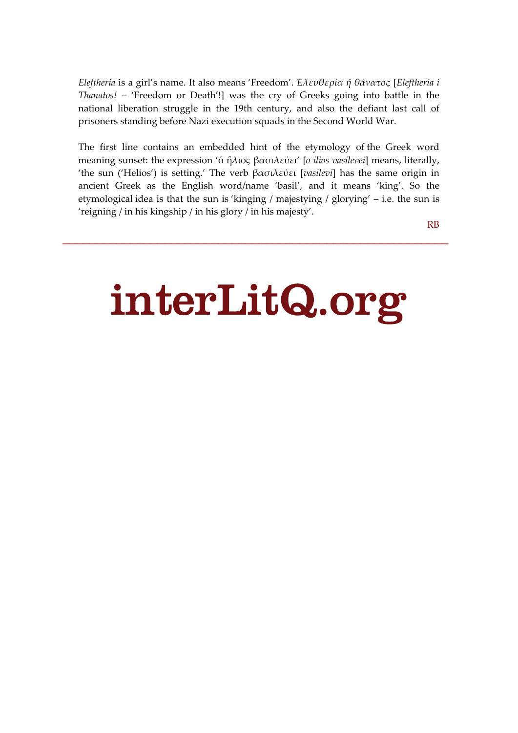*Eleftheria* is a girl's name. It also means 'Freedom'. *Ἐλευθερία ἤ θάνατος* [*Eleftheria i Thanatos!* – 'Freedom or Death'!] was the cry of Greeks going into battle in the national liberation struggle in the 19th century, and also the defiant last call of prisoners standing before Nazi execution squads in the Second World War.

The first line contains an embedded hint of the etymology of the Greek word meaning sunset: the expression 'ὁ ἥλιος βασιλεύει' [*o ilios vasilevei*] means, literally, 'the sun ('Helios') is setting.' The verb βασιλεύει [*vasilevi*] has the same origin in ancient Greek as the English word/name 'basil', and it means 'king'. So the etymological idea is that the sun is 'kinging / majestying / glorying' – i.e. the sun is 'reigning / in his kingship / in his glory / in his majesty'.

RB

---

# interLitQ.org